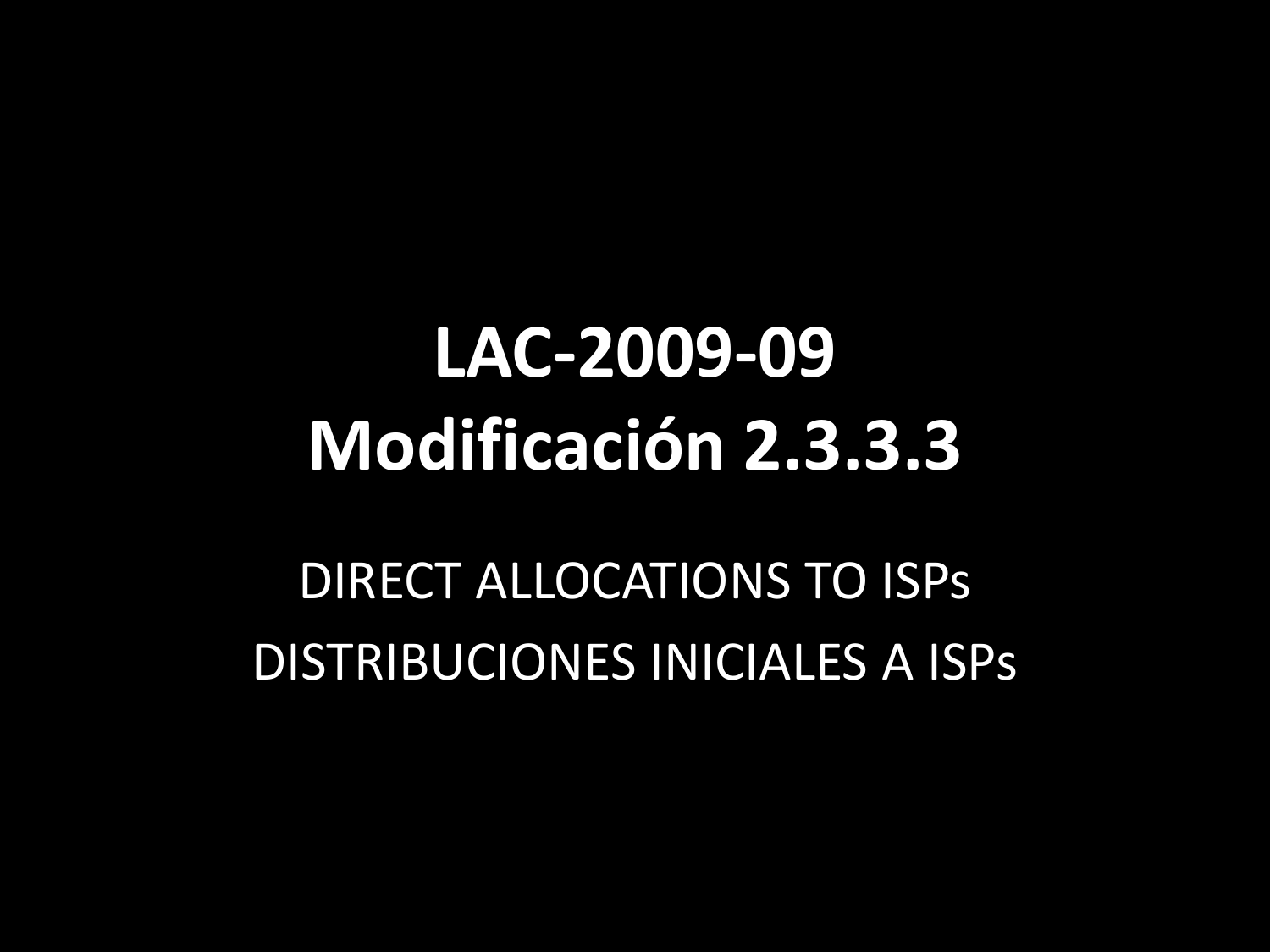# LAC-2009-09
# Modificación 2.3.3.3

DIRECT ALLOCATIONS TO ISPs

DISTRIBUCIONES INICIALES A ISPs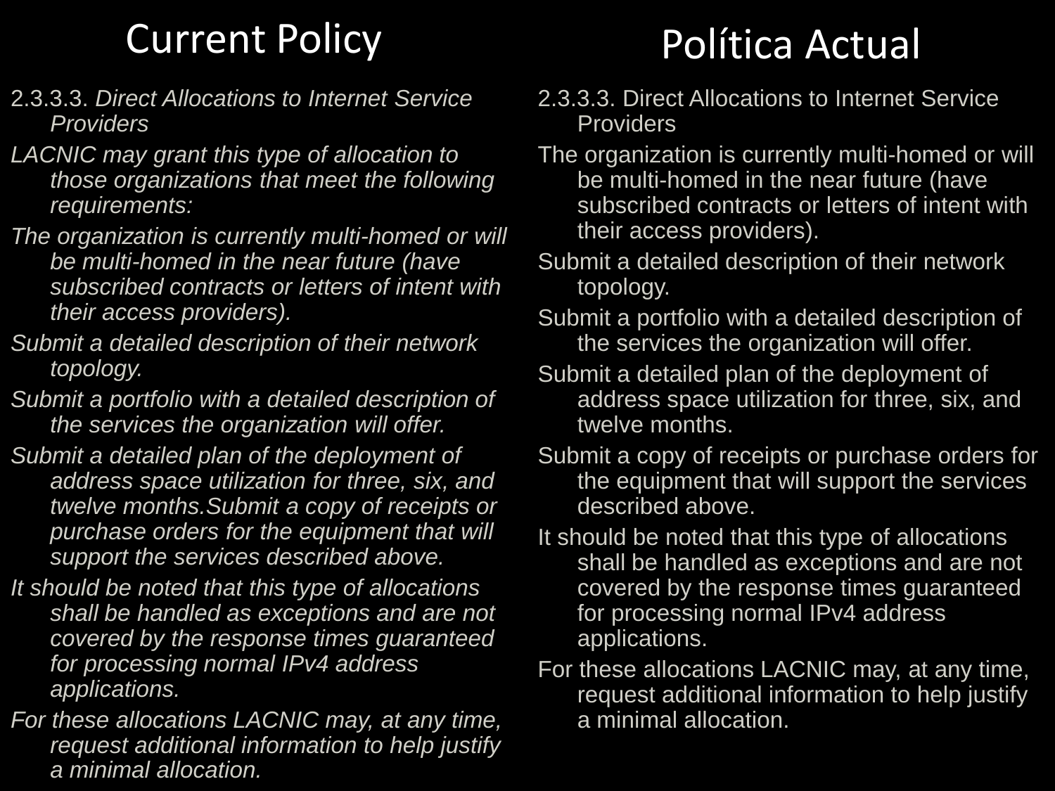## Current Policy

2.3.3.3. *Direct Allocations to Internet Service Providers*

*LACNIC may grant this type of allocation to those organizations that meet the following requirements:*

*The organization is currently multi-homed or will be multi-homed in the near future (have subscribed contracts or letters of intent with their access providers).*

*Submit a detailed description of their network topology.*

*Submit a portfolio with a detailed description of the services the organization will offer.*

*Submit a detailed plan of the deployment of address space utilization for three, six, and twelve months.Submit a copy of receipts or purchase orders for the equipment that will support the services described above.*

*It should be noted that this type of allocations shall be handled as exceptions and are not covered by the response times guaranteed for processing normal IPv4 address applications.*

*For these allocations LACNIC may, at any time, request additional information to help justify a minimal allocation.*

## Política Actual

2.3.3.3. Direct Allocations to Internet Service Providers

The organization is currently multi-homed or will be multi-homed in the near future (have subscribed contracts or letters of intent with their access providers).

Submit a detailed description of their network topology.

Submit a portfolio with a detailed description of the services the organization will offer.

Submit a detailed plan of the deployment of address space utilization for three, six, and twelve months.

Submit a copy of receipts or purchase orders for the equipment that will support the services described above.

It should be noted that this type of allocations shall be handled as exceptions and are not covered by the response times guaranteed for processing normal IPv4 address applications.

For these allocations LACNIC may, at any time, request additional information to help justify a minimal allocation.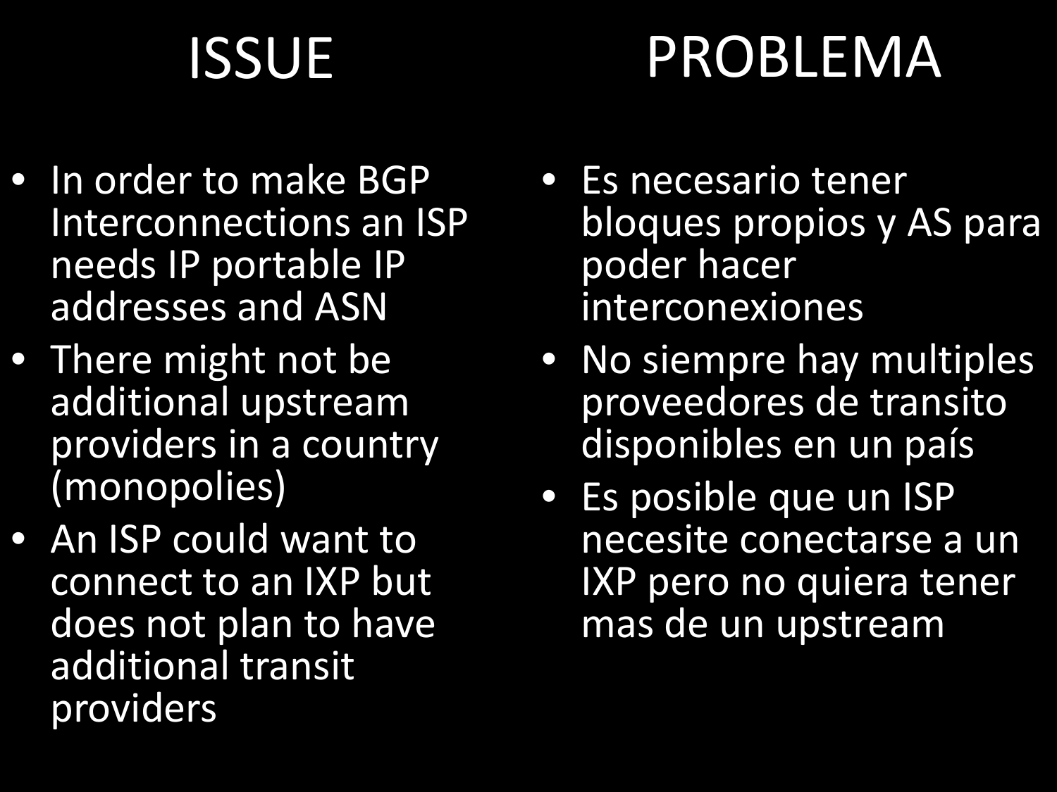# ISSUE

- In order to make BGP Interconnections an ISP needs IP portable IP addresses and ASN
- There might not be additional upstream providers in a country (monopolies)
- An ISP could want to connect to an IXP but does not plan to have additional transit providers

# PROBLEMA

- Es necesario tener bloques propios y AS para poder hacer interconexiones
- No siempre hay multiples proveedores de transito disponibles en un país
- Es posible que un ISP necesite conectarse a un IXP pero no quiera tener mas de un upstream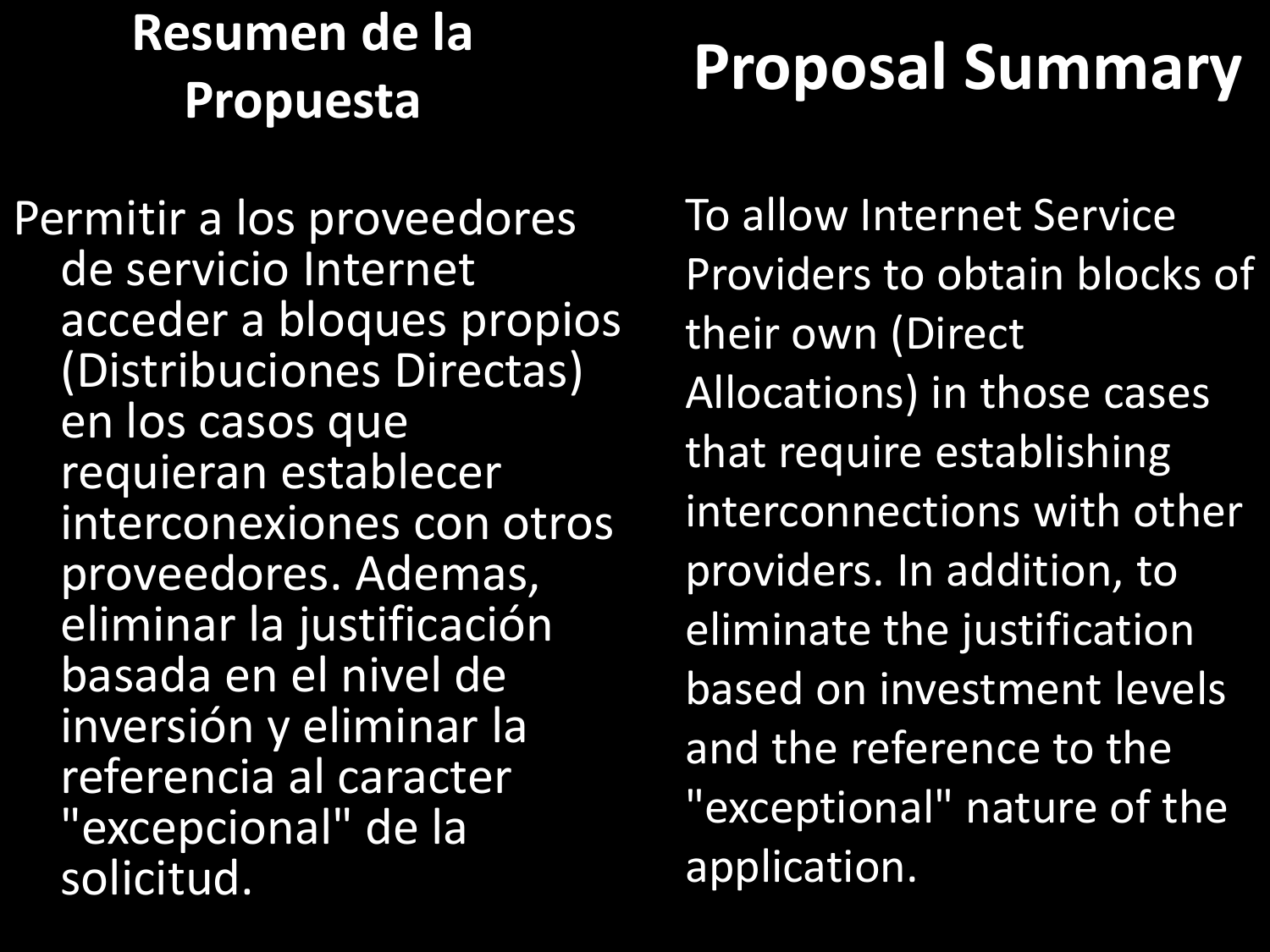## Resumen de la Propuesta

Permitir a los proveedores de servicio Internet acceder a bloques propios (Distribuciones Directas) en los casos que requieran establecer interconexiones con otros proveedores. Ademas, eliminar la justificación basada en el nivel de inversión y eliminar la referencia al caracter "excepcional" de la solicitud.

## Proposal Summary

To allow Internet Service Providers to obtain blocks of their own (Direct Allocations) in those cases that require establishing interconnections with other providers. In addition, to eliminate the justification based on investment levels and the reference to the "exceptional" nature of the application.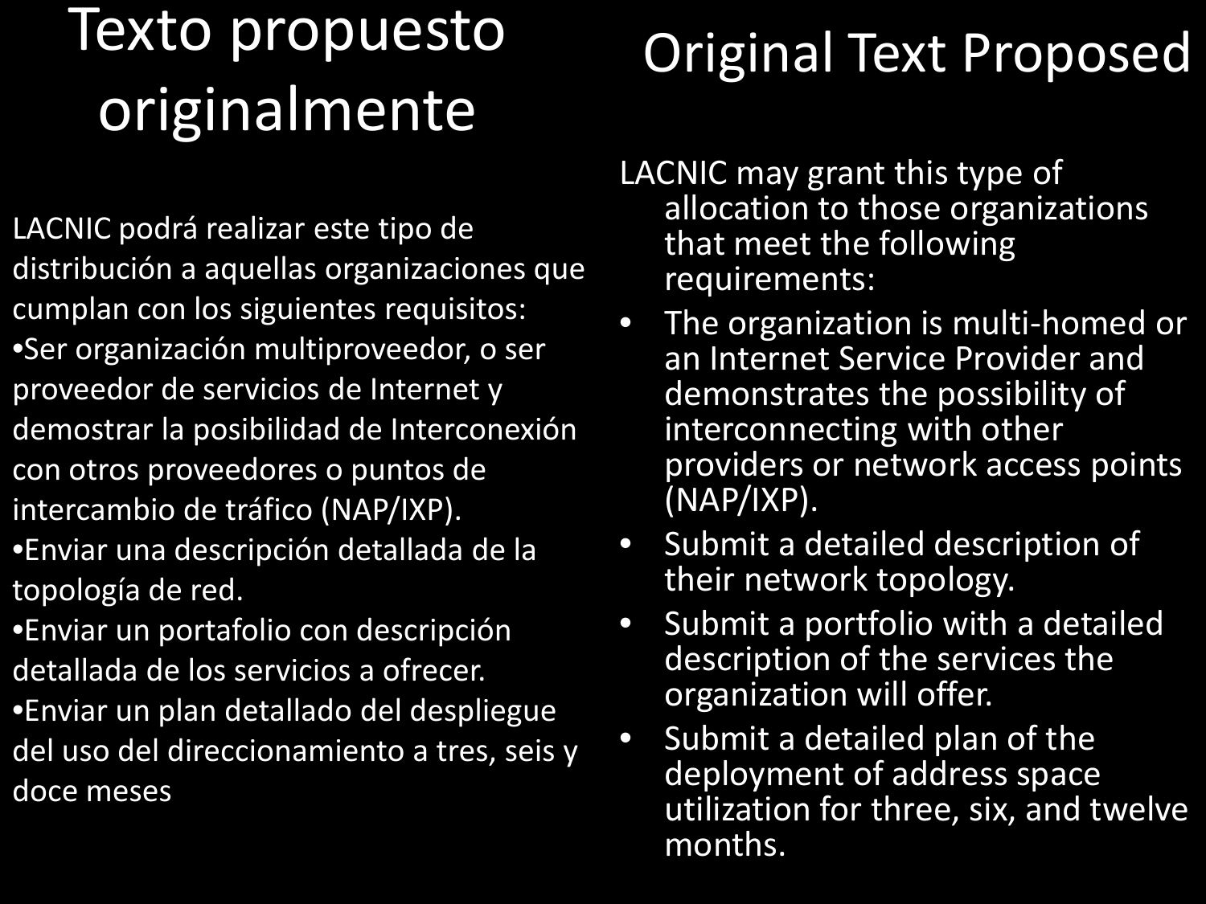# Texto propuesto originalmente

LACNIC podrá realizar este tipo de distribución a aquellas organizaciones que cumplan con los siguientes requisitos:

- Ser organización multiproveedor, o ser proveedor de servicios de Internet y demostrar la posibilidad de Interconexión con otros proveedores o puntos de intercambio de tráfico (NAP/IXP).
- Enviar una descripción detallada de la topología de red.
- Enviar un portafolio con descripción detallada de los servicios a ofrecer.
- Enviar un plan detallado del despliegue del uso del direccionamiento a tres, seis y doce meses

# Original Text Proposed

LACNIC may grant this type of allocation to those organizations that meet the following requirements:

- The organization is multi-homed or an Internet Service Provider and demonstrates the possibility of interconnecting with other providers or network access points (NAP/IXP).
- Submit a detailed description of their network topology.
- Submit a portfolio with a detailed description of the services the organization will offer.
- Submit a detailed plan of the deployment of address space utilization for three, six, and twelve months.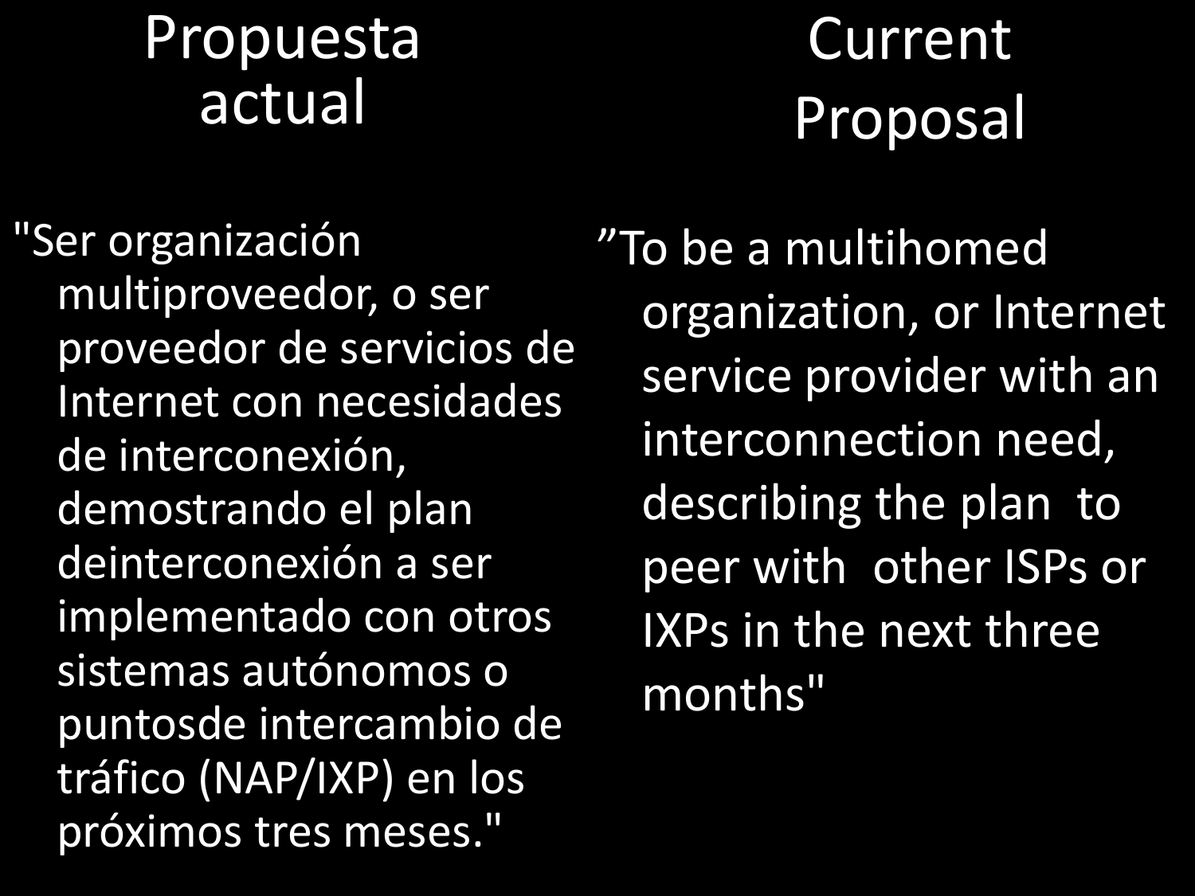## Propuesta actual

"Ser organización multiproveedor, o ser proveedor de servicios de Internet con necesidades de interconexión, demostrando el plan deinterconexión a ser implementado con otros sistemas autónomos o puntosde intercambio de tráfico (NAP/IXP) en los próximos tres meses."

## Current Proposal

”To be a multihomed organization, or Internet service provider with an interconnection need, describing the plan to peer with other ISPs or IXPs in the next three months"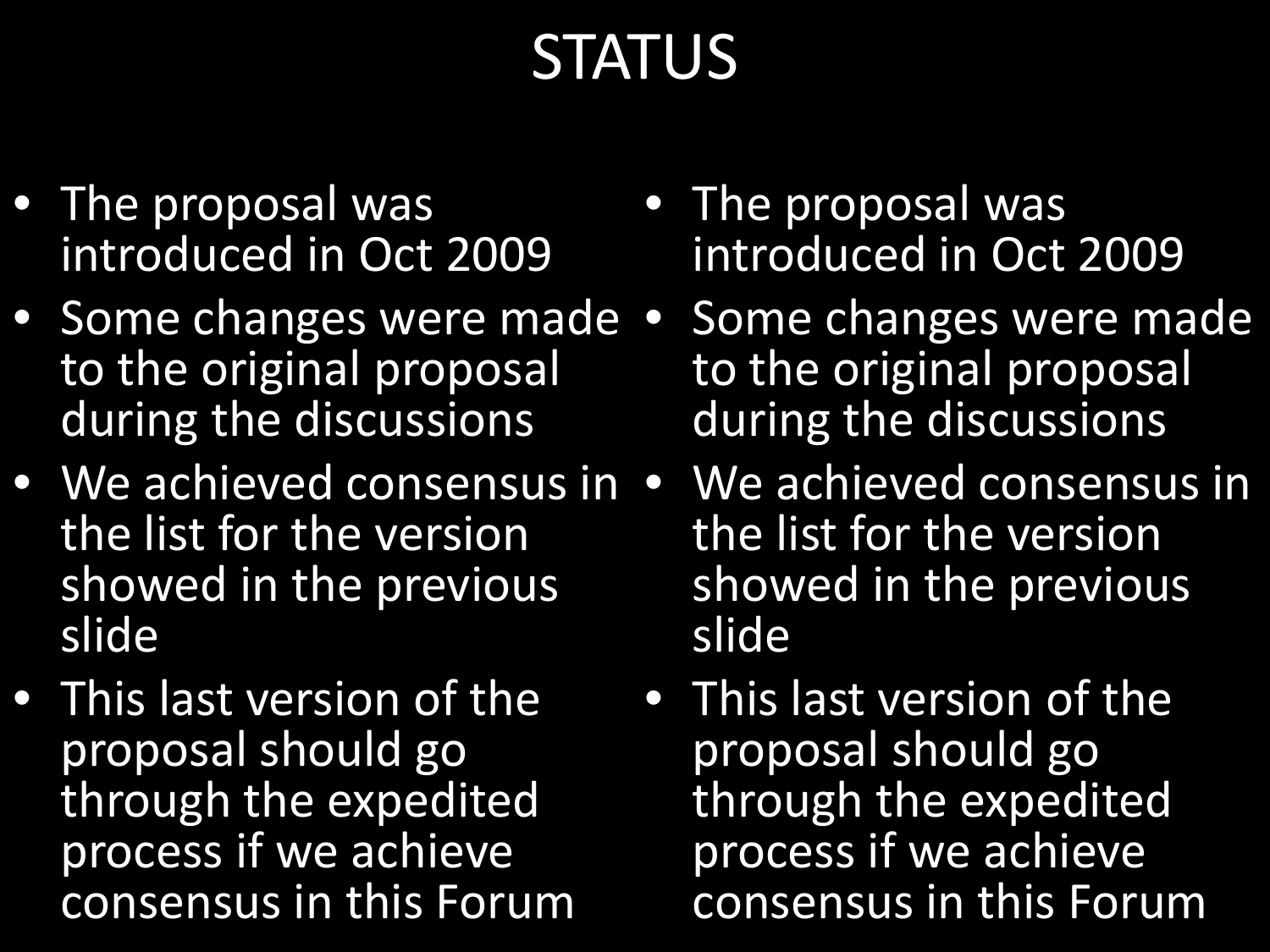# STATUS

- The proposal was introduced in Oct 2009
- Some changes were made to the original proposal during the discussions
- We achieved consensus in the list for the version showed in the previous slide
- This last version of the proposal should go through the expedited process if we achieve consensus in this Forum

- The proposal was introduced in Oct 2009
- Some changes were made to the original proposal during the discussions
- We achieved consensus in the list for the version showed in the previous slide
- This last version of the proposal should go through the expedited process if we achieve consensus in this Forum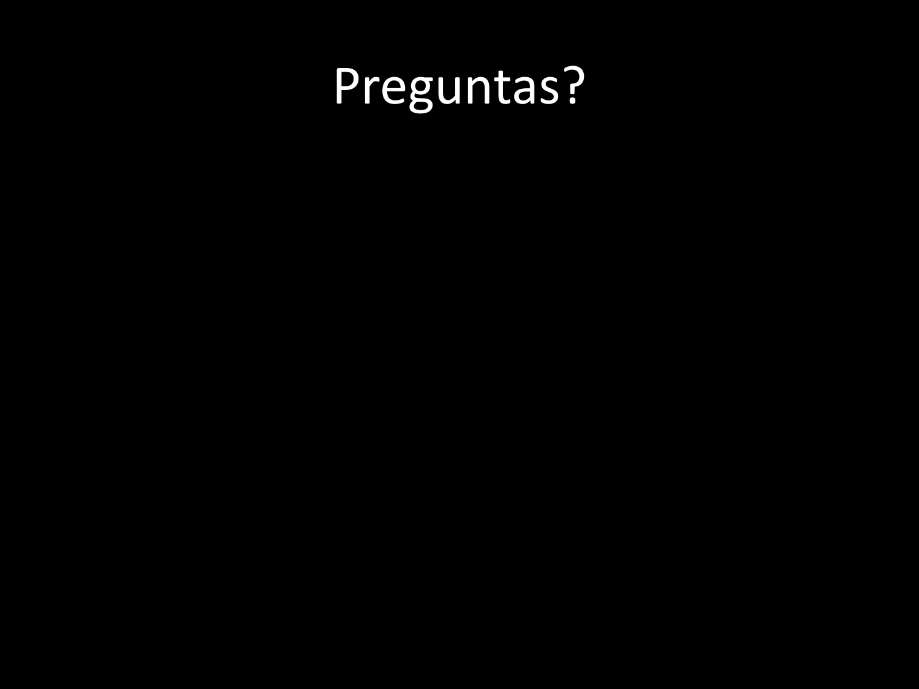# Preguntas?